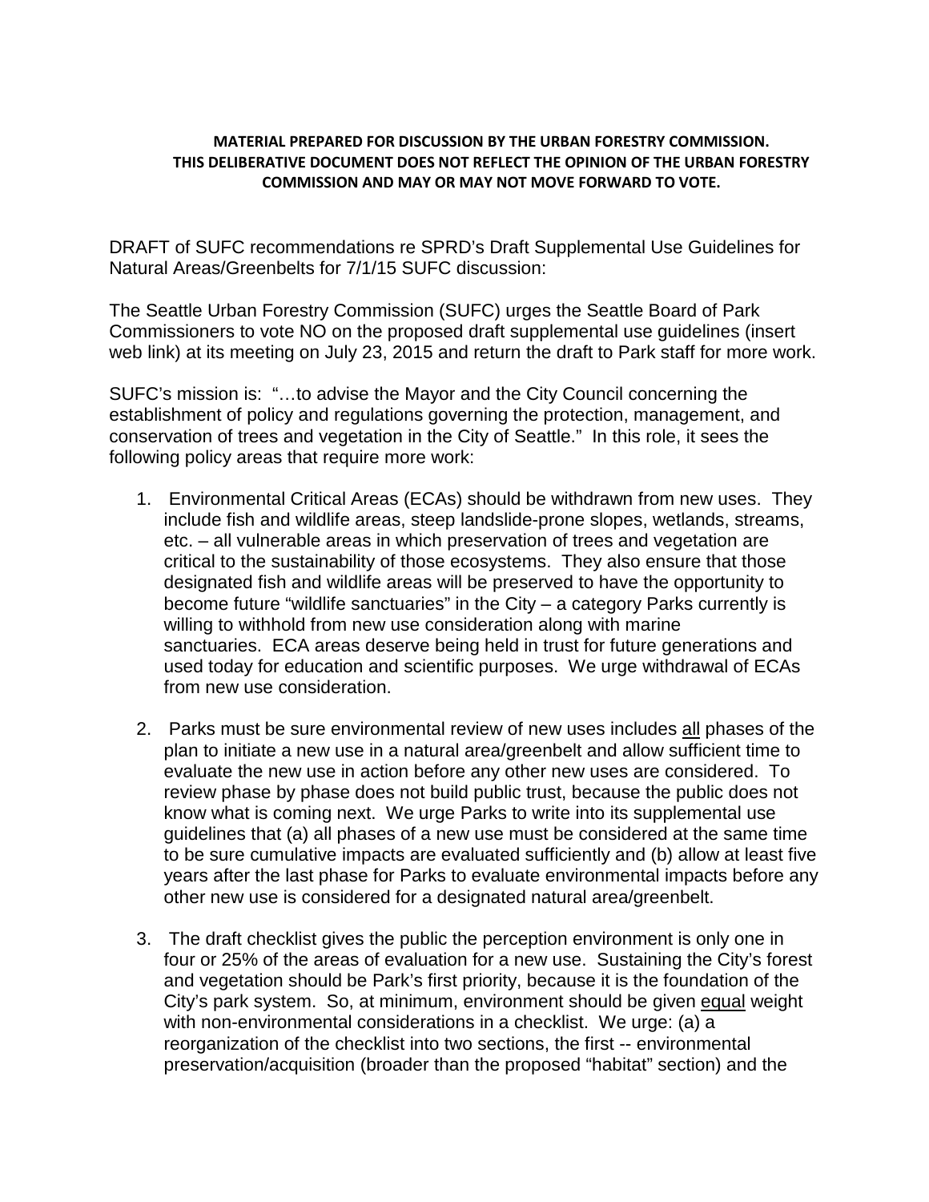**MATERIAL PREPARED FOR DISCUSSION BY THE URBAN FORESTRY COMMISSION. THIS DELIBERATIVE DOCUMENT DOES NOT REFLECT THE OPINION OF THE URBAN FORESTRY COMMISSION AND MAY OR MAY NOT MOVE FORWARD TO VOTE.**

DRAFT of SUFC recommendations re SPRD's Draft Supplemental Use Guidelines for Natural Areas/Greenbelts for 7/1/15 SUFC discussion:

The Seattle Urban Forestry Commission (SUFC) urges the Seattle Board of Park Commissioners to vote NO on the proposed draft supplemental use guidelines (insert web link) at its meeting on July 23, 2015 and return the draft to Park staff for more work.

SUFC's mission is: "…to advise the Mayor and the City Council concerning the establishment of policy and regulations governing the protection, management, and conservation of trees and vegetation in the City of Seattle." In this role, it sees the following policy areas that require more work:

1. Environmental Critical Areas (ECAs) should be withdrawn from new uses. They include fish and wildlife areas, steep landslide-prone slopes, wetlands, streams, etc. – all vulnerable areas in which preservation of trees and vegetation are critical to the sustainability of those ecosystems. They also ensure that those designated fish and wildlife areas will be preserved to have the opportunity to become future "wildlife sanctuaries" in the City – a category Parks currently is willing to withhold from new use consideration along with marine sanctuaries. ECA areas deserve being held in trust for future generations and used today for education and scientific purposes. We urge withdrawal of ECAs from new use consideration.

2. Parks must be sure environmental review of new uses includes <u>all</u> phases of the plan to initiate a new use in a natural area/greenbelt and allow sufficient time to evaluate the new use in action before any other new uses are considered. To review phase by phase does not build public trust, because the public does not know what is coming next. We urge Parks to write into its supplemental use guidelines that (a) all phases of a new use must be considered at the same time to be sure cumulative impacts are evaluated sufficiently and (b) allow at least five years after the last phase for Parks to evaluate environmental impacts before any other new use is considered for a designated natural area/greenbelt.

3. The draft checklist gives the public the perception environment is only one in four or 25% of the areas of evaluation for a new use. Sustaining the City's forest and vegetation should be Park's first priority, because it is the foundation of the City's park system. So, at minimum, environment should be given <u>equal</u> weight with non-environmental considerations in a checklist. We urge: (a) a reorganization of the checklist into two sections, the first -- environmental preservation/acquisition (broader than the proposed "habitat" section) and the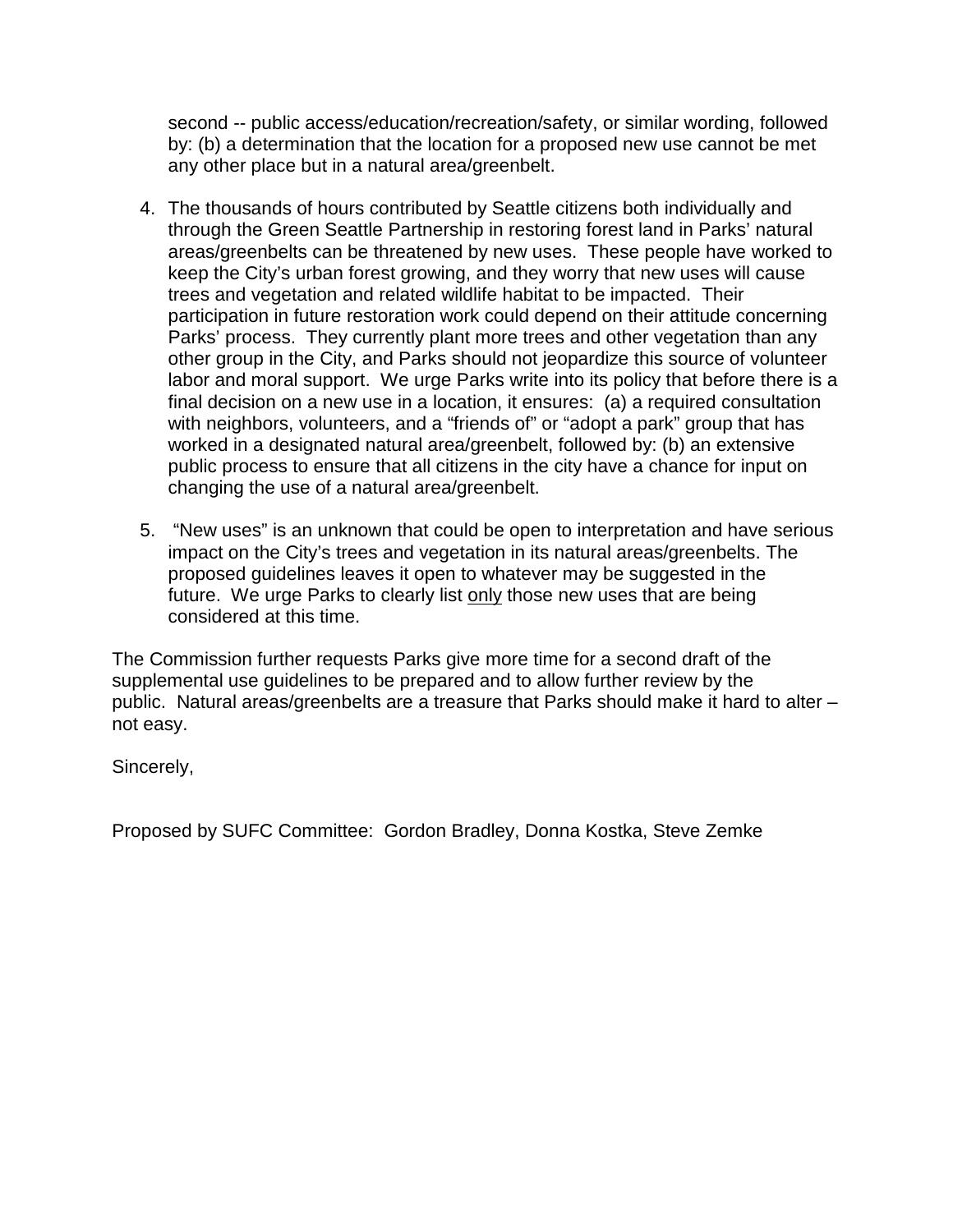second -- public access/education/recreation/safety, or similar wording, followed by: (b) a determination that the location for a proposed new use cannot be met any other place but in a natural area/greenbelt.

4. The thousands of hours contributed by Seattle citizens both individually and through the Green Seattle Partnership in restoring forest land in Parks' natural areas/greenbelts can be threatened by new uses. These people have worked to keep the City's urban forest growing, and they worry that new uses will cause trees and vegetation and related wildlife habitat to be impacted. Their participation in future restoration work could depend on their attitude concerning Parks' process. They currently plant more trees and other vegetation than any other group in the City, and Parks should not jeopardize this source of volunteer labor and moral support. We urge Parks write into its policy that before there is a final decision on a new use in a location, it ensures: (a) a required consultation with neighbors, volunteers, and a "friends of" or "adopt a park" group that has worked in a designated natural area/greenbelt, followed by: (b) an extensive public process to ensure that all citizens in the city have a chance for input on changing the use of a natural area/greenbelt.

5. "New uses" is an unknown that could be open to interpretation and have serious impact on the City's trees and vegetation in its natural areas/greenbelts. The proposed guidelines leaves it open to whatever may be suggested in the future. We urge Parks to clearly list <u>only</u> those new uses that are being considered at this time.

The Commission further requests Parks give more time for a second draft of the supplemental use guidelines to be prepared and to allow further review by the public. Natural areas/greenbelts are a treasure that Parks should make it hard to alter – not easy.

Sincerely,

Proposed by SUFC Committee: Gordon Bradley, Donna Kostka, Steve Zemke